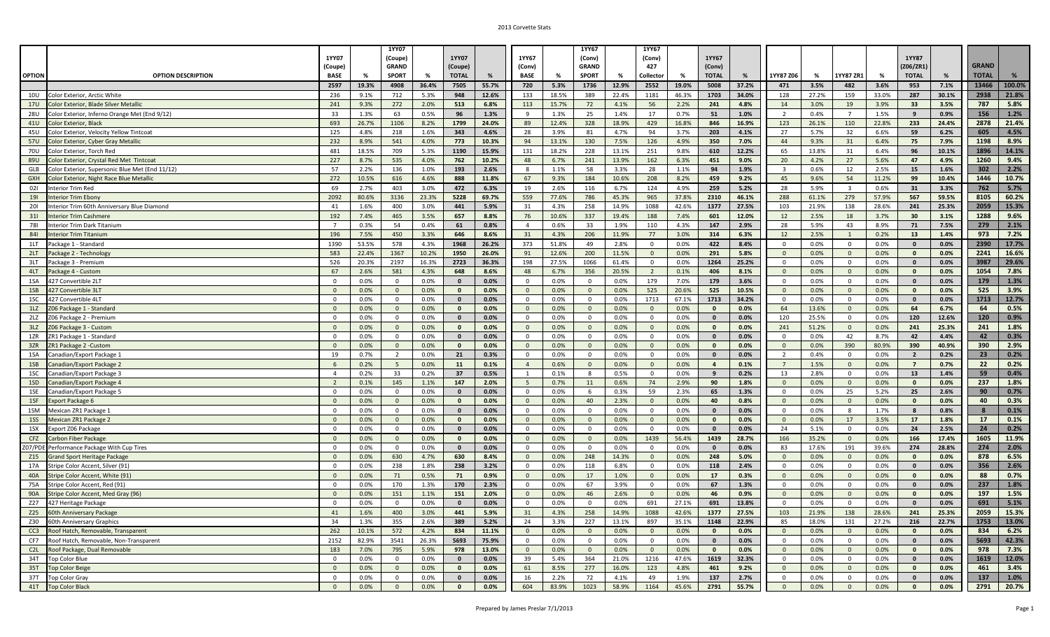# 2013 Corvette Stats

| OPTION | OPTION DESCRIPTION | 1YY07 (Coupe) BASE | % | 1YY07 (Coupe) GRAND SPORT | % | 1YY07 (Coupe) TOTAL | % | 1YY67 (Conv) BASE | % | 1YY67 (Conv) GRAND SPORT | % | 1YY67 (Conv) 427 Collector | % | 1YY67 (Conv) TOTAL | % | 1YY87 Z06 | % | 1YY87 ZR1 | % | 1YY87 (Z06/ZR1) TOTAL | % | GRAND TOTAL | % |
|---|---|---|---|---|---|---|---|---|---|---|---|---|---|---|---|---|---|---|---|---|---|---|---|
| | | 2597 | 19.3% | 4908 | 36.4% | 7505 | 55.7% | 720 | 5.3% | 1736 | 12.9% | 2552 | 19.0% | 5008 | 37.2% | 471 | 3.5% | 482 | 3.6% | 953 | 7.1% | 13466 | 100.0% |
| 10U | Color Exterior, Arctic White | 236 | 9.1% | 712 | 5.3% | 948 | 12.6% | 133 | 18.5% | 389 | 22.4% | 1181 | 46.3% | 1703 | 34.0% | 128 | 27.2% | 159 | 33.0% | 287 | 30.1% | 2938 | 21.8% |
| 17U | Color Exterior, Blade Silver Metallic | 241 | 9.3% | 272 | 2.0% | 513 | 6.8% | 113 | 15.7% | 72 | 4.1% | 56 | 2.2% | 241 | 4.8% | 14 | 3.0% | 19 | 3.9% | 33 | 3.5% | 787 | 5.8% |
| 28U | Color Exterior, Inferno Orange Met (End 9/12) | 33 | 1.3% | 63 | 0.5% | 96 | 1.3% | 9 | 1.3% | 25 | 1.4% | 17 | 0.7% | 51 | 1.0% | 2 | 0.4% | 7 | 1.5% | 9 | 0.9% | 156 | 1.2% |
| 41U | Color Exterior, Black | 693 | 26.7% | 1106 | 8.2% | 1799 | 24.0% | 89 | 12.4% | 328 | 18.9% | 429 | 16.8% | 846 | 16.9% | 123 | 26.1% | 110 | 22.8% | 233 | 24.4% | 2878 | 21.4% |
| 45U | Color Exterior, Velocity Yellow Tintcoat | 125 | 4.8% | 218 | 1.6% | 343 | 4.6% | 28 | 3.9% | 81 | 4.7% | 94 | 3.7% | 203 | 4.1% | 27 | 5.7% | 32 | 6.6% | 59 | 6.2% | 605 | 4.5% |
| 57U | Color Exterior, Cyber Gray Metallic | 232 | 8.9% | 541 | 4.0% | 773 | 10.3% | 94 | 13.1% | 130 | 7.5% | 126 | 4.9% | 350 | 7.0% | 44 | 9.3% | 31 | 6.4% | 75 | 7.9% | 1198 | 8.9% |
| 70U | Color Exterior, Torch Red | 481 | 18.5% | 709 | 5.3% | 1190 | 15.9% | 131 | 18.2% | 228 | 13.1% | 251 | 9.8% | 610 | 12.2% | 65 | 13.8% | 31 | 6.4% | 96 | 10.1% | 1896 | 14.1% |
| 89U | Color Exterior, Crystal Red Met Tintcoat | 227 | 8.7% | 535 | 4.0% | 762 | 10.2% | 48 | 6.7% | 241 | 13.9% | 162 | 6.3% | 451 | 9.0% | 20 | 4.2% | 27 | 5.6% | 47 | 4.9% | 1260 | 9.4% |
| GLB | Color Exterior, Supersonic Blue Met (End 11/12) | 57 | 2.2% | 136 | 1.0% | 193 | 2.6% | 8 | 1.1% | 58 | 3.3% | 28 | 1.1% | 94 | 1.9% | 3 | 0.6% | 12 | 2.5% | 15 | 1.6% | 302 | 2.2% |
| GXH | Color Exterior, Night Race Blue Metallic | 272 | 10.5% | 616 | 4.6% | 888 | 11.8% | 67 | 9.3% | 184 | 10.6% | 208 | 8.2% | 459 | 9.2% | 45 | 9.6% | 54 | 11.2% | 99 | 10.4% | 1446 | 10.7% |
| 02I | Interior Trim Red | 69 | 2.7% | 403 | 3.0% | 472 | 6.3% | 19 | 2.6% | 116 | 6.7% | 124 | 4.9% | 259 | 5.2% | 28 | 5.9% | 3 | 0.6% | 31 | 3.3% | 762 | 5.7% |
| 19I | Interior Trim Ebony | 2092 | 80.6% | 3136 | 23.3% | 5228 | 69.7% | 559 | 77.6% | 786 | 45.3% | 965 | 37.8% | 2310 | 46.1% | 288 | 61.1% | 279 | 57.9% | 567 | 59.5% | 8105 | 60.2% |
| 20I | Interior Trim 60th Anniversary Blue Diamond | 41 | 1.6% | 400 | 3.0% | 441 | 5.9% | 31 | 4.3% | 258 | 14.9% | 1088 | 42.6% | 1377 | 27.5% | 103 | 21.9% | 138 | 28.6% | 241 | 25.3% | 2059 | 15.3% |
| 31I | Interior Trim Cashmere | 192 | 7.4% | 465 | 3.5% | 657 | 8.8% | 76 | 10.6% | 337 | 19.4% | 188 | 7.4% | 601 | 12.0% | 12 | 2.5% | 18 | 3.7% | 30 | 3.1% | 1288 | 9.6% |
| 78I | Interior Trim Dark Titanium | 7 | 0.3% | 54 | 0.4% | 61 | 0.8% | 4 | 0.6% | 33 | 1.9% | 110 | 4.3% | 147 | 2.9% | 28 | 5.9% | 43 | 8.9% | 71 | 7.5% | 279 | 2.1% |
| 84I | Interior Trim Titanium | 196 | 7.5% | 450 | 3.3% | 646 | 8.6% | 31 | 4.3% | 206 | 11.9% | 77 | 3.0% | 314 | 6.3% | 12 | 2.5% | 1 | 0.2% | 13 | 1.4% | 973 | 7.2% |
| 1LT | Package 1 - Standard | 1390 | 53.5% | 578 | 4.3% | 1968 | 26.2% | 373 | 51.8% | 49 | 2.8% | 0 | 0.0% | 422 | 8.4% | 0 | 0.0% | 0 | 0.0% | 0 | 0.0% | 2390 | 17.7% |
| 2LT | Package 2 - Technology | 583 | 22.4% | 1367 | 10.2% | 1950 | 26.0% | 91 | 12.6% | 200 | 11.5% | 0 | 0.0% | 291 | 5.8% | 0 | 0.0% | 0 | 0.0% | 0 | 0.0% | 2241 | 16.6% |
| 3LT | Package 3 - Premium | 526 | 20.3% | 2197 | 16.3% | 2723 | 36.3% | 198 | 27.5% | 1066 | 61.4% | 0 | 0.0% | 1264 | 25.2% | 0 | 0.0% | 0 | 0.0% | 0 | 0.0% | 3987 | 29.6% |
| 4LT | Package 4 - Custom | 67 | 2.6% | 581 | 4.3% | 648 | 8.6% | 48 | 6.7% | 356 | 20.5% | 2 | 0.1% | 406 | 8.1% | 0 | 0.0% | 0 | 0.0% | 0 | 0.0% | 1054 | 7.8% |
| 1SA | 427 Convertible 2LT | 0 | 0.0% | 0 | 0.0% | 0 | 0.0% | 0 | 0.0% | 0 | 0.0% | 179 | 7.0% | 179 | 3.6% | 0 | 0.0% | 0 | 0.0% | 0 | 0.0% | 179 | 1.3% |
| 1SB | 427 Convertible 3LT | 0 | 0.0% | 0 | 0.0% | 0 | 0.0% | 0 | 0.0% | 0 | 0.0% | 525 | 20.6% | 525 | 10.5% | 0 | 0.0% | 0 | 0.0% | 0 | 0.0% | 525 | 3.9% |
| 1SC | 427 Convertible 4LT | 0 | 0.0% | 0 | 0.0% | 0 | 0.0% | 0 | 0.0% | 0 | 0.0% | 1713 | 67.1% | 1713 | 34.2% | 0 | 0.0% | 0 | 0.0% | 0 | 0.0% | 1713 | 12.7% |
| 1LZ | Z06 Package 1 - Standard | 0 | 0.0% | 0 | 0.0% | 0 | 0.0% | 0 | 0.0% | 0 | 0.0% | 0 | 0.0% | 0 | 0.0% | 64 | 13.6% | 0 | 0.0% | 64 | 6.7% | 64 | 0.5% |
| 2LZ | Z06 Package 2 - Premium | 0 | 0.0% | 0 | 0.0% | 0 | 0.0% | 0 | 0.0% | 0 | 0.0% | 0 | 0.0% | 0 | 0.0% | 120 | 25.5% | 0 | 0.0% | 120 | 12.6% | 120 | 0.9% |
| 3LZ | Z06 Package 3 - Custom | 0 | 0.0% | 0 | 0.0% | 0 | 0.0% | 0 | 0.0% | 0 | 0.0% | 0 | 0.0% | 0 | 0.0% | 241 | 51.2% | 0 | 0.0% | 241 | 25.3% | 241 | 1.8% |
| 1ZR | ZR1 Package 1 - Standard | 0 | 0.0% | 0 | 0.0% | 0 | 0.0% | 0 | 0.0% | 0 | 0.0% | 0 | 0.0% | 0 | 0.0% | 0 | 0.0% | 42 | 8.7% | 42 | 4.4% | 42 | 0.3% |
| 3ZR | ZR1 Package 2 -Custom | 0 | 0.0% | 0 | 0.0% | 0 | 0.0% | 0 | 0.0% | 0 | 0.0% | 0 | 0.0% | 0 | 0.0% | 0 | 0.0% | 390 | 80.9% | 390 | 40.9% | 390 | 2.9% |
| 1SA | Canadian/Export Package 1 | 19 | 0.7% | 2 | 0.0% | 21 | 0.3% | 0 | 0.0% | 0 | 0.0% | 0 | 0.0% | 0 | 0.0% | 2 | 0.4% | 0 | 0.0% | 2 | 0.2% | 23 | 0.2% |
| 1SB | Canadian/Export Package 2 | 6 | 0.2% | 5 | 0.0% | 11 | 0.1% | 4 | 0.6% | 0 | 0.0% | 0 | 0.0% | 4 | 0.1% | 7 | 1.5% | 0 | 0.0% | 7 | 0.7% | 22 | 0.2% |
| 1SC | Canadian/Export Package 3 | 4 | 0.2% | 33 | 0.2% | 37 | 0.5% | 1 | 0.1% | 8 | 0.5% | 0 | 0.0% | 9 | 0.2% | 13 | 2.8% | 0 | 0.0% | 13 | 1.4% | 59 | 0.4% |
| 1SD | Canadian/Export Package 4 | 2 | 0.1% | 145 | 1.1% | 147 | 2.0% | 5 | 0.7% | 11 | 0.6% | 74 | 2.9% | 90 | 1.8% | 0 | 0.0% | 0 | 0.0% | 0 | 0.0% | 237 | 1.8% |
| 1SE | Canadian/Export Package 5 | 0 | 0.0% | 0 | 0.0% | 0 | 0.0% | 0 | 0.0% | 6 | 0.3% | 59 | 2.3% | 65 | 1.3% | 0 | 0.0% | 25 | 5.2% | 25 | 2.6% | 90 | 0.7% |
| 1SF | Export Package 6 | 0 | 0.0% | 0 | 0.0% | 0 | 0.0% | 0 | 0.0% | 40 | 2.3% | 0 | 0.0% | 40 | 0.8% | 0 | 0.0% | 0 | 0.0% | 0 | 0.0% | 40 | 0.3% |
| 1SM | Mexican ZR1 Package 1 | 0 | 0.0% | 0 | 0.0% | 0 | 0.0% | 0 | 0.0% | 0 | 0.0% | 0 | 0.0% | 0 | 0.0% | 0 | 0.0% | 8 | 1.7% | 8 | 0.8% | 8 | 0.1% |
| 1SS | Mexican ZR1 Package 2 | 0 | 0.0% | 0 | 0.0% | 0 | 0.0% | 0 | 0.0% | 0 | 0.0% | 0 | 0.0% | 0 | 0.0% | 0 | 0.0% | 17 | 3.5% | 17 | 1.8% | 17 | 0.1% |
| 1SX | Export Z06 Package | 0 | 0.0% | 0 | 0.0% | 0 | 0.0% | 0 | 0.0% | 0 | 0.0% | 0 | 0.0% | 0 | 0.0% | 24 | 5.1% | 0 | 0.0% | 24 | 2.5% | 24 | 0.2% |
| CFZ | Carbon Fiber Package | 0 | 0.0% | 0 | 0.0% | 0 | 0.0% | 0 | 0.0% | 0 | 0.0% | 1439 | 56.4% | 1439 | 28.7% | 166 | 35.2% | 0 | 0.0% | 166 | 17.4% | 1605 | 11.9% |
| Z07/PDE | Performance Package With Cup Tires | 0 | 0.0% | 0 | 0.0% | 0 | 0.0% | 0 | 0.0% | 0 | 0.0% | 0 | 0.0% | 0 | 0.0% | 83 | 17.6% | 191 | 39.6% | 274 | 28.8% | 274 | 2.0% |
| Z15 | Grand Sport Heritage Package | 0 | 0.0% | 630 | 4.7% | 630 | 8.4% | 0 | 0.0% | 248 | 14.3% | 0 | 0.0% | 248 | 5.0% | 0 | 0.0% | 0 | 0.0% | 0 | 0.0% | 878 | 6.5% |
| 17A | Stripe Color Accent, Silver (91) | 0 | 0.0% | 238 | 1.8% | 238 | 3.2% | 0 | 0.0% | 118 | 6.8% | 0 | 0.0% | 118 | 2.4% | 0 | 0.0% | 0 | 0.0% | 0 | 0.0% | 356 | 2.6% |
| 40A | Stripe Color Accent, White (91) | 0 | 0.0% | 71 | 0.5% | 71 | 0.9% | 0 | 0.0% | 17 | 1.0% | 0 | 0.0% | 17 | 0.3% | 0 | 0.0% | 0 | 0.0% | 0 | 0.0% | 88 | 0.7% |
| 75A | Stripe Color Accent, Red (91) | 0 | 0.0% | 170 | 1.3% | 170 | 2.3% | 0 | 0.0% | 67 | 3.9% | 0 | 0.0% | 67 | 1.3% | 0 | 0.0% | 0 | 0.0% | 0 | 0.0% | 237 | 1.8% |
| 90A | Stripe Color Accent, Med Gray (96) | 0 | 0.0% | 151 | 1.1% | 151 | 2.0% | 0 | 0.0% | 46 | 2.6% | 0 | 0.0% | 46 | 0.9% | 0 | 0.0% | 0 | 0.0% | 0 | 0.0% | 197 | 1.5% |
| Z27 | 427 Heritage Package | 0 | 0.0% | 0 | 0.0% | 0 | 0.0% | 0 | 0.0% | 0 | 0.0% | 691 | 27.1% | 691 | 13.8% | 0 | 0.0% | 0 | 0.0% | 0 | 0.0% | 691 | 5.1% |
| Z25 | 60th Anniversary Package | 41 | 1.6% | 400 | 3.0% | 441 | 5.9% | 31 | 4.3% | 258 | 14.9% | 1088 | 42.6% | 1377 | 27.5% | 103 | 21.9% | 138 | 28.6% | 241 | 25.3% | 2059 | 15.3% |
| Z30 | 60th Anniversary Graphics | 34 | 1.3% | 355 | 2.6% | 389 | 5.2% | 24 | 3.3% | 227 | 13.1% | 897 | 35.1% | 1148 | 22.9% | 85 | 18.0% | 131 | 27.2% | 216 | 22.7% | 1753 | 13.0% |
| CC3 | Roof Hatch, Removable, Transparent | 262 | 10.1% | 572 | 4.2% | 834 | 11.1% | 0 | 0.0% | 0 | 0.0% | 0 | 0.0% | 0 | 0.0% | 0 | 0.0% | 0 | 0.0% | 0 | 0.0% | 834 | 6.2% |
| CF7 | Roof Hatch, Removable, Non-Transparent | 2152 | 82.9% | 3541 | 26.3% | 5693 | 75.9% | 0 | 0.0% | 0 | 0.0% | 0 | 0.0% | 0 | 0.0% | 0 | 0.0% | 0 | 0.0% | 0 | 0.0% | 5693 | 42.3% |
| C2L | Roof Package, Dual Removable | 183 | 7.0% | 795 | 5.9% | 978 | 13.0% | 0 | 0.0% | 0 | 0.0% | 0 | 0.0% | 0 | 0.0% | 0 | 0.0% | 0 | 0.0% | 0 | 0.0% | 978 | 7.3% |
| 34T | Top Color Blue | 0 | 0.0% | 0 | 0.0% | 0 | 0.0% | 39 | 5.4% | 364 | 21.0% | 1216 | 47.6% | 1619 | 32.3% | 0 | 0.0% | 0 | 0.0% | 0 | 0.0% | 1619 | 12.0% |
| 35T | Top Color Beige | 0 | 0.0% | 0 | 0.0% | 0 | 0.0% | 61 | 8.5% | 277 | 16.0% | 123 | 4.8% | 461 | 9.2% | 0 | 0.0% | 0 | 0.0% | 0 | 0.0% | 461 | 3.4% |
| 37T | Top Color Gray | 0 | 0.0% | 0 | 0.0% | 0 | 0.0% | 16 | 2.2% | 72 | 4.1% | 49 | 1.9% | 137 | 2.7% | 0 | 0.0% | 0 | 0.0% | 0 | 0.0% | 137 | 1.0% |
| 41T | Top Color Black | 0 | 0.0% | 0 | 0.0% | 0 | 0.0% | 604 | 83.9% | 1023 | 58.9% | 1164 | 45.6% | 2791 | 55.7% | 0 | 0.0% | 0 | 0.0% | 0 | 0.0% | 2791 | 20.7% |

Prepared by James Preslar 7/1/2013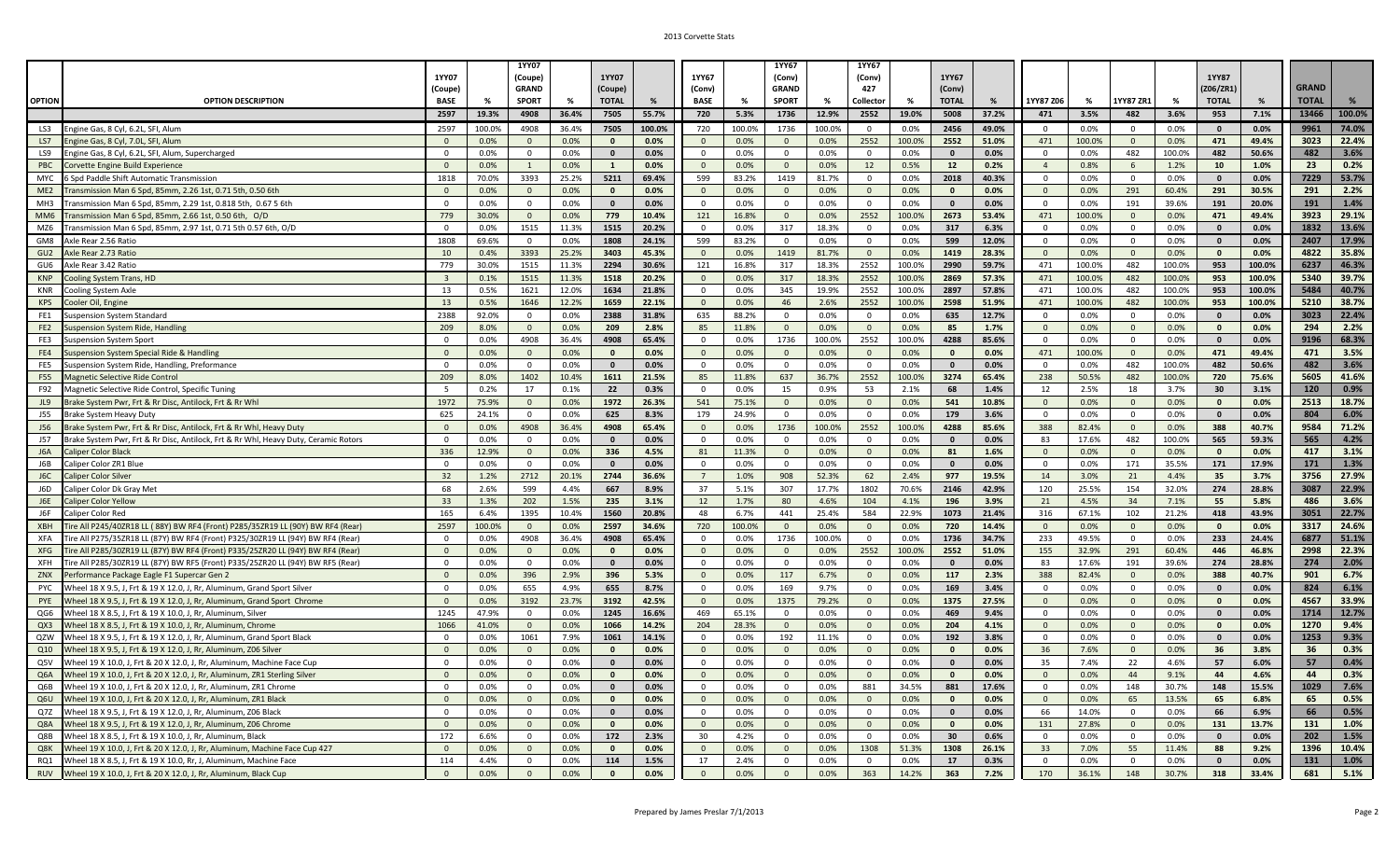# 2013 Corvette Stats

| OPTION | OPTION DESCRIPTION | 1YY07 (Coupe) BASE | % | 1YY07 (Coupe) GRAND SPORT | % | 1YY07 (Coupe) TOTAL | % | 1YY67 (Conv) BASE | % | 1YY67 (Conv) GRAND SPORT | % | 1YY67 (Conv) 427 Collector | % | 1YY67 (Conv) TOTAL | % | 1YY87 Z06 | % | 1YY87 ZR1 | % | 1YY87 (Z06/ZR1) TOTAL | % | GRAND TOTAL | % |
|---|---|---|---|---|---|---|---|---|---|---|---|---|---|---|---|---|---|---|---|---|---|---|---|
| | | 2597 | 19.3% | 4908 | 36.4% | 7505 | 55.7% | 720 | 5.3% | 1736 | 12.9% | 2552 | 19.0% | 5008 | 37.2% | 471 | 3.5% | 482 | 3.6% | 953 | 7.1% | 13466 | 100.0% |
| LS3 | Engine Gas, 8 Cyl, 6.2L, SFI, Alum | 2597 | 100.0% | 4908 | 36.4% | 7505 | 100.0% | 720 | 100.0% | 1736 | 100.0% | 0 | 0.0% | 2456 | 49.0% | 0 | 0.0% | 0 | 0.0% | 0 | 0.0% | 9961 | 74.0% |
| LS7 | Engine Gas, 8 Cyl, 7.0L, SFI, Alum | 0 | 0.0% | 0 | 0.0% | 0 | 0.0% | 0 | 0.0% | 0 | 0.0% | 2552 | 100.0% | 2552 | 51.0% | 471 | 100.0% | 0 | 0.0% | 471 | 49.4% | 3023 | 22.4% |
| LS9 | Engine Gas, 8 Cyl, 6.2L, SFI, Alum, Supercharged | 0 | 0.0% | 0 | 0.0% | 0 | 0.0% | 0 | 0.0% | 0 | 0.0% | 0 | 0.0% | 0 | 0.0% | 0 | 0.0% | 482 | 100.0% | 482 | 50.6% | 482 | 3.6% |
| PBC | Corvette Engine Build Experience | 0 | 0.0% | 1 | 0.0% | 1 | 0.0% | 0 | 0.0% | 0 | 0.0% | 12 | 0.5% | 12 | 0.2% | 4 | 0.8% | 6 | 1.2% | 10 | 1.0% | 23 | 0.2% |
| MYC | 6 Spd Paddle Shift Automatic Transmission | 1818 | 70.0% | 3393 | 25.2% | 5211 | 69.4% | 599 | 83.2% | 1419 | 81.7% | 0 | 0.0% | 2018 | 40.3% | 0 | 0.0% | 0 | 0.0% | 0 | 0.0% | 7229 | 53.7% |
| ME2 | Transmission Man 6 Spd, 85mm, 2.26 1st, 0.71 5th, 0.50 6th | 0 | 0.0% | 0 | 0.0% | 0 | 0.0% | 0 | 0.0% | 0 | 0.0% | 0 | 0.0% | 0 | 0.0% | 0 | 0.0% | 291 | 60.4% | 291 | 30.5% | 291 | 2.2% |
| MH3 | Transmission Man 6 Spd, 85mm, 2.29 1st, 0.818 5th, 0.67 5 6th | 0 | 0.0% | 0 | 0.0% | 0 | 0.0% | 0 | 0.0% | 0 | 0.0% | 0 | 0.0% | 0 | 0.0% | 0 | 0.0% | 191 | 39.6% | 191 | 20.0% | 191 | 1.4% |
| MM6 | Transmission Man 6 Spd, 85mm, 2.66 1st, 0.50 6th, O/D | 779 | 30.0% | 0 | 0.0% | 779 | 10.4% | 121 | 16.8% | 0 | 0.0% | 2552 | 100.0% | 2673 | 53.4% | 471 | 100.0% | 0 | 0.0% | 471 | 49.4% | 3923 | 29.1% |
| MZ6 | Transmission Man 6 Spd, 85mm, 2.97 1st, 0.71 5th 0.57 6th, O/D | 0 | 0.0% | 1515 | 11.3% | 1515 | 20.2% | 0 | 0.0% | 317 | 18.3% | 0 | 0.0% | 317 | 6.3% | 0 | 0.0% | 0 | 0.0% | 0 | 0.0% | 1832 | 13.6% |
| GM8 | Axle Rear 2.56 Ratio | 1808 | 69.6% | 0 | 0.0% | 1808 | 24.1% | 599 | 83.2% | 0 | 0.0% | 0 | 0.0% | 599 | 12.0% | 0 | 0.0% | 0 | 0.0% | 0 | 0.0% | 2407 | 17.9% |
| GU2 | Axle Rear 2.73 Ratio | 10 | 0.4% | 3393 | 25.2% | 3403 | 45.3% | 0 | 0.0% | 1419 | 81.7% | 0 | 0.0% | 1419 | 28.3% | 0 | 0.0% | 0 | 0.0% | 0 | 0.0% | 4822 | 35.8% |
| GU6 | Axle Rear 3.42 Ratio | 779 | 30.0% | 1515 | 11.3% | 2294 | 30.6% | 121 | 16.8% | 317 | 18.3% | 2552 | 100.0% | 2990 | 59.7% | 471 | 100.0% | 482 | 100.0% | 953 | 100.0% | 6237 | 46.3% |
| KNP | Cooling System Trans, HD | 3 | 0.1% | 1515 | 11.3% | 1518 | 20.2% | 0 | 0.0% | 317 | 18.3% | 2552 | 100.0% | 2869 | 57.3% | 471 | 100.0% | 482 | 100.0% | 953 | 100.0% | 5340 | 39.7% |
| KNR | Cooling System Axle | 13 | 0.5% | 1621 | 12.0% | 1634 | 21.8% | 0 | 0.0% | 345 | 19.9% | 2552 | 100.0% | 2897 | 57.8% | 471 | 100.0% | 482 | 100.0% | 953 | 100.0% | 5484 | 40.7% |
| KP5 | Cooler Oil, Engine | 13 | 0.5% | 1646 | 12.2% | 1659 | 22.1% | 0 | 0.0% | 46 | 2.6% | 2552 | 100.0% | 2598 | 51.9% | 471 | 100.0% | 482 | 100.0% | 953 | 100.0% | 5210 | 38.7% |
| FE1 | Suspension System Standard | 2388 | 92.0% | 0 | 0.0% | 2388 | 31.8% | 635 | 88.2% | 0 | 0.0% | 0 | 0.0% | 635 | 12.7% | 0 | 0.0% | 0 | 0.0% | 0 | 0.0% | 3023 | 22.4% |
| FE2 | Suspension System Ride, Handling | 209 | 8.0% | 0 | 0.0% | 209 | 2.8% | 85 | 11.8% | 0 | 0.0% | 0 | 0.0% | 85 | 1.7% | 0 | 0.0% | 0 | 0.0% | 0 | 0.0% | 294 | 2.2% |
| FE3 | Suspension System Sport | 0 | 0.0% | 4908 | 36.4% | 4908 | 65.4% | 0 | 0.0% | 1736 | 100.0% | 2552 | 100.0% | 4288 | 85.6% | 0 | 0.0% | 0 | 0.0% | 0 | 0.0% | 9196 | 68.3% |
| FE4 | Suspension System Special Ride & Handling | 0 | 0.0% | 0 | 0.0% | 0 | 0.0% | 0 | 0.0% | 0 | 0.0% | 0 | 0.0% | 0 | 0.0% | 471 | 100.0% | 0 | 0.0% | 471 | 49.4% | 471 | 3.5% |
| FE5 | Suspension System Ride, Handling, Preformance | 0 | 0.0% | 0 | 0.0% | 0 | 0.0% | 0 | 0.0% | 0 | 0.0% | 0 | 0.0% | 0 | 0.0% | 0 | 0.0% | 482 | 100.0% | 482 | 50.6% | 482 | 3.6% |
| F55 | Magnetic Selective Ride Control | 209 | 8.0% | 1402 | 10.4% | 1611 | 21.5% | 85 | 11.8% | 637 | 36.7% | 2552 | 100.0% | 3274 | 65.4% | 238 | 50.5% | 482 | 100.0% | 720 | 75.6% | 5605 | 41.6% |
| F92 | Magnetic Selective Ride Control, Specific Tuning | 5 | 0.2% | 17 | 0.1% | 22 | 0.3% | 0 | 0.0% | 15 | 0.9% | 53 | 2.1% | 68 | 1.4% | 12 | 2.5% | 18 | 3.7% | 30 | 3.1% | 120 | 0.9% |
| JL9 | Brake System Pwr, Frt & Rr Disc, Antilock, Frt & Rr Whl | 1972 | 75.9% | 0 | 0.0% | 1972 | 26.3% | 541 | 75.1% | 0 | 0.0% | 0 | 0.0% | 541 | 10.8% | 0 | 0.0% | 0 | 0.0% | 0 | 0.0% | 2513 | 18.7% |
| J55 | Brake System Heavy Duty | 625 | 24.1% | 0 | 0.0% | 625 | 8.3% | 179 | 24.9% | 0 | 0.0% | 0 | 0.0% | 179 | 3.6% | 0 | 0.0% | 0 | 0.0% | 0 | 0.0% | 804 | 6.0% |
| J56 | Brake System Pwr, Frt & Rr Disc, Antilock, Frt & Rr Whl, Heavy Duty | 0 | 0.0% | 4908 | 36.4% | 4908 | 65.4% | 0 | 0.0% | 1736 | 100.0% | 2552 | 100.0% | 4288 | 85.6% | 388 | 82.4% | 0 | 0.0% | 388 | 40.7% | 9584 | 71.2% |
| J57 | Brake System Pwr, Frt & Rr Disc, Antilock, Frt & Rr Whl, Heavy Duty, Ceramic Rotors | 0 | 0.0% | 0 | 0.0% | 0 | 0.0% | 0 | 0.0% | 0 | 0.0% | 0 | 0.0% | 0 | 0.0% | 83 | 17.6% | 482 | 100.0% | 565 | 59.3% | 565 | 4.2% |
| J6A | Caliper Color Black | 336 | 12.9% | 0 | 0.0% | 336 | 4.5% | 81 | 11.3% | 0 | 0.0% | 0 | 0.0% | 81 | 1.6% | 0 | 0.0% | 0 | 0.0% | 0 | 0.0% | 417 | 3.1% |
| J6B | Caliper Color ZR1 Blue | 0 | 0.0% | 0 | 0.0% | 0 | 0.0% | 0 | 0.0% | 0 | 0.0% | 0 | 0.0% | 0 | 0.0% | 0 | 0.0% | 171 | 35.5% | 171 | 17.9% | 171 | 1.3% |
| J6C | Caliper Color Silver | 32 | 1.2% | 2712 | 20.1% | 2744 | 36.6% | 7 | 1.0% | 908 | 52.3% | 62 | 2.4% | 977 | 19.5% | 14 | 3.0% | 21 | 4.4% | 35 | 3.7% | 3756 | 27.9% |
| J6D | Caliper Color Dk Gray Met | 68 | 2.6% | 599 | 4.4% | 667 | 8.9% | 37 | 5.1% | 307 | 17.7% | 1802 | 70.6% | 2146 | 42.9% | 120 | 25.5% | 154 | 32.0% | 274 | 28.8% | 3087 | 22.9% |
| J6E | Caliper Color Yellow | 33 | 1.3% | 202 | 1.5% | 235 | 3.1% | 12 | 1.7% | 80 | 4.6% | 104 | 4.1% | 196 | 3.9% | 21 | 4.5% | 34 | 7.1% | 55 | 5.8% | 486 | 3.6% |
| J6F | Caliper Color Red | 165 | 6.4% | 1395 | 10.4% | 1560 | 20.8% | 48 | 6.7% | 441 | 25.4% | 584 | 22.9% | 1073 | 21.4% | 316 | 67.1% | 102 | 21.2% | 418 | 43.9% | 3051 | 22.7% |
| XBH | Tire All P245/40ZR18 LL ( 88Y) BW RF4 (Front) P285/35ZR19 LL (90Y) BW RF4 (Rear) | 2597 | 100.0% | 0 | 0.0% | 2597 | 34.6% | 720 | 100.0% | 0 | 0.0% | 0 | 0.0% | 720 | 14.4% | 0 | 0.0% | 0 | 0.0% | 0 | 0.0% | 3317 | 24.6% |
| XFA | Tire All P275/35ZR18 LL (87Y) BW RF4 (Front) P325/30ZR19 LL (94Y) BW RF4 (Rear) | 0 | 0.0% | 4908 | 36.4% | 4908 | 65.4% | 0 | 0.0% | 1736 | 100.0% | 0 | 0.0% | 1736 | 34.7% | 233 | 49.5% | 0 | 0.0% | 233 | 24.4% | 6877 | 51.1% |
| XFG | Tire All P285/30ZR19 LL (87Y) BW RF4 (Front) P335/25ZR20 LL (94Y) BW RF4 (Rear) | 0 | 0.0% | 0 | 0.0% | 0 | 0.0% | 0 | 0.0% | 0 | 0.0% | 2552 | 100.0% | 2552 | 51.0% | 155 | 32.9% | 291 | 60.4% | 446 | 46.8% | 2998 | 22.3% |
| XFH | Tire All P285/30ZR19 LL (87Y) BW RF5 (Front) P335/25ZR20 LL (94Y) BW RF5 (Rear) | 0 | 0.0% | 0 | 0.0% | 0 | 0.0% | 0 | 0.0% | 0 | 0.0% | 0 | 0.0% | 0 | 0.0% | 83 | 17.6% | 191 | 39.6% | 274 | 28.8% | 274 | 2.0% |
| ZNX | Performance Package Eagle F1 Supercar Gen 2 | 0 | 0.0% | 396 | 2.9% | 396 | 5.3% | 0 | 0.0% | 117 | 6.7% | 0 | 0.0% | 117 | 2.3% | 388 | 82.4% | 0 | 0.0% | 388 | 40.7% | 901 | 6.7% |
| PYC | Wheel 18 X 9.5, J, Frt & 19 X 12.0, J, Rr, Aluminum, Grand Sport Silver | 0 | 0.0% | 655 | 4.9% | 655 | 8.7% | 0 | 0.0% | 169 | 9.7% | 0 | 0.0% | 169 | 3.4% | 0 | 0.0% | 0 | 0.0% | 0 | 0.0% | 824 | 6.1% |
| PYE | Wheel 18 X 9.5, J, Frt & 19 X 12.0, J, Rr, Aluminum, Grand Sport Chrome | 0 | 0.0% | 3192 | 23.7% | 3192 | 42.5% | 0 | 0.0% | 1375 | 79.2% | 0 | 0.0% | 1375 | 27.5% | 0 | 0.0% | 0 | 0.0% | 0 | 0.0% | 4567 | 33.9% |
| QG6 | Wheel 18 X 8.5, J, Frt & 19 X 10.0, J, Rr, Aluminum, Silver | 1245 | 47.9% | 0 | 0.0% | 1245 | 16.6% | 469 | 65.1% | 0 | 0.0% | 0 | 0.0% | 469 | 9.4% | 0 | 0.0% | 0 | 0.0% | 0 | 0.0% | 1714 | 12.7% |
| QX3 | Wheel 18 X 8.5, J, Frt & 19 X 10.0, J, Rr, Aluminum, Chrome | 1066 | 41.0% | 0 | 0.0% | 1066 | 14.2% | 204 | 28.3% | 0 | 0.0% | 0 | 0.0% | 204 | 4.1% | 0 | 0.0% | 0 | 0.0% | 0 | 0.0% | 1270 | 9.4% |
| QZW | Wheel 18 X 9.5, J, Frt & 19 X 12.0, J, Rr, Aluminum, Grand Sport Black | 0 | 0.0% | 1061 | 7.9% | 1061 | 14.1% | 0 | 0.0% | 192 | 11.1% | 0 | 0.0% | 192 | 3.8% | 0 | 0.0% | 0 | 0.0% | 0 | 0.0% | 1253 | 9.3% |
| Q10 | Wheel 18 X 9.5, J, Frt & 19 X 12.0, J, Rr, Aluminum, Z06 Silver | 0 | 0.0% | 0 | 0.0% | 0 | 0.0% | 0 | 0.0% | 0 | 0.0% | 0 | 0.0% | 0 | 0.0% | 36 | 7.6% | 0 | 0.0% | 36 | 3.8% | 36 | 0.3% |
| Q5V | Wheel 19 X 10.0, J, Frt & 20 X 12.0, J, Rr, Aluminum, Machine Face Cup | 0 | 0.0% | 0 | 0.0% | 0 | 0.0% | 0 | 0.0% | 0 | 0.0% | 0 | 0.0% | 0 | 0.0% | 35 | 7.4% | 22 | 4.6% | 57 | 6.0% | 57 | 0.4% |
| Q6A | Wheel 19 X 10.0, J, Frt & 20 X 12.0, J, Rr, Aluminum, ZR1 Sterling Silver | 0 | 0.0% | 0 | 0.0% | 0 | 0.0% | 0 | 0.0% | 0 | 0.0% | 0 | 0.0% | 0 | 0.0% | 0 | 0.0% | 44 | 9.1% | 44 | 4.6% | 44 | 0.3% |
| Q6B | Wheel 19 X 10.0, J, Frt & 20 X 12.0, J, Rr, Aluminum, ZR1 Chrome | 0 | 0.0% | 0 | 0.0% | 0 | 0.0% | 0 | 0.0% | 0 | 0.0% | 881 | 34.5% | 881 | 17.6% | 0 | 0.0% | 148 | 30.7% | 148 | 15.5% | 1029 | 7.6% |
| Q6U | Wheel 19 X 10.0, J, Frt & 20 X 12.0, J, Rr, Aluminum, ZR1 Black | 0 | 0.0% | 0 | 0.0% | 0 | 0.0% | 0 | 0.0% | 0 | 0.0% | 0 | 0.0% | 0 | 0.0% | 0 | 0.0% | 65 | 13.5% | 65 | 6.8% | 65 | 0.5% |
| Q7Z | Wheel 18 X 9.5, J, Frt & 19 X 12.0, J, Rr, Aluminum, Z06 Black | 0 | 0.0% | 0 | 0.0% | 0 | 0.0% | 0 | 0.0% | 0 | 0.0% | 0 | 0.0% | 0 | 0.0% | 66 | 14.0% | 0 | 0.0% | 66 | 6.9% | 66 | 0.5% |
| Q8A | Wheel 18 X 9.5, J, Frt & 19 X 12.0, J, Rr, Aluminum, Z06 Chrome | 0 | 0.0% | 0 | 0.0% | 0 | 0.0% | 0 | 0.0% | 0 | 0.0% | 0 | 0.0% | 0 | 0.0% | 131 | 27.8% | 0 | 0.0% | 131 | 13.7% | 131 | 1.0% |
| Q8B | Wheel 18 X 8.5, J, Frt & 19 X 10.0, J, Rr, Aluminum, Black | 172 | 6.6% | 0 | 0.0% | 172 | 2.3% | 30 | 4.2% | 0 | 0.0% | 0 | 0.0% | 30 | 0.6% | 0 | 0.0% | 0 | 0.0% | 0 | 0.0% | 202 | 1.5% |
| Q8K | Wheel 19 X 10.0, J, Frt & 20 X 12.0, J, Rr, Aluminum, Machine Face Cup 427 | 0 | 0.0% | 0 | 0.0% | 0 | 0.0% | 0 | 0.0% | 0 | 0.0% | 1308 | 51.3% | 1308 | 26.1% | 33 | 7.0% | 55 | 11.4% | 88 | 9.2% | 1396 | 10.4% |
| RQ1 | Wheel 18 X 8.5, J, Frt & 19 X 10.0, Rr, Aluminum, Machine Face | 114 | 4.4% | 0 | 0.0% | 114 | 1.5% | 17 | 2.4% | 0 | 0.0% | 0 | 0.0% | 17 | 0.3% | 0 | 0.0% | 0 | 0.0% | 0 | 0.0% | 131 | 1.0% |
| RUV | Wheel 19 X 10.0, J, Frt & 20 X 12.0, J, Rr, Aluminum, Black Cup | 0 | 0.0% | 0 | 0.0% | 0 | 0.0% | 0 | 0.0% | 0 | 0.0% | 363 | 14.2% | 363 | 7.2% | 170 | 36.1% | 148 | 30.7% | 318 | 33.4% | 681 | 5.1% |

Prepared by James Preslar 7/1/2013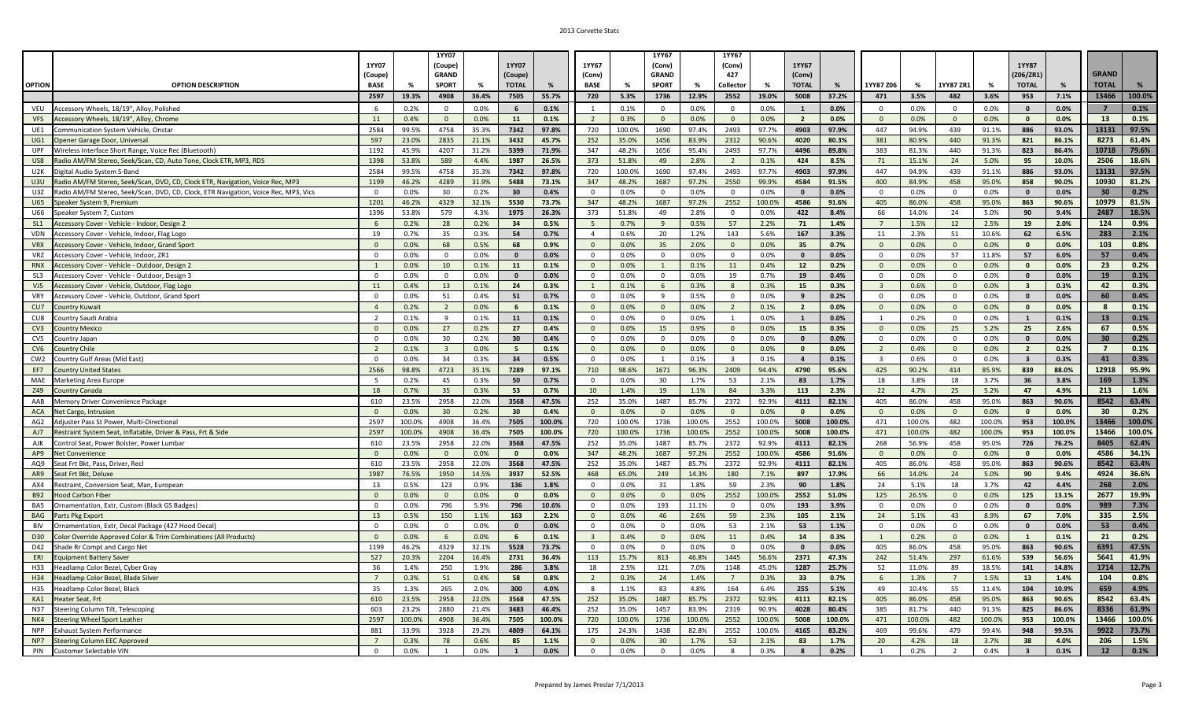# 2013 Corvette Stats

| OPTION | OPTION DESCRIPTION | 1YY07 (Coupe) BASE | % | 1YY07 (Coupe) GRAND SPORT | % | 1YY07 (Coupe) TOTAL | % | 1YY67 (Conv) BASE | % | 1YY67 (Conv) GRAND SPORT | % | 1YY67 (Conv) 427 Collector | % | 1YY67 (Conv) TOTAL | % | 1YY87 Z06 | % | 1YY87 ZR1 | % | 1YY87 (Z06/ZR1) TOTAL | % | GRAND TOTAL | % |
|---|---|---|---|---|---|---|---|---|---|---|---|---|---|---|---|---|---|---|---|---|---|---|---|
| | | 2597 | 19.3% | 4908 | 36.4% | 7505 | 55.7% | 720 | 5.3% | 1736 | 12.9% | 2552 | 19.0% | 5008 | 37.2% | 471 | 3.5% | 482 | 3.6% | 953 | 7.1% | 13466 | 100.0% |
| VEU | Accessory Wheels, 18/19", Alloy, Polished | 6 | 0.2% | 0 | 0.0% | 6 | 0.1% | 1 | 0.1% | 0 | 0.0% | 0 | 0.0% | 1 | 0.0% | 0 | 0.0% | 0 | 0.0% | 0 | 0.0% | 7 | 0.1% |
| VFS | Accessory Wheels, 18/19", Alloy, Chrome | 11 | 0.4% | 0 | 0.0% | 11 | 0.1% | 2 | 0.3% | 0 | 0.0% | 0 | 0.0% | 2 | 0.0% | 0 | 0.0% | 0 | 0.0% | 0 | 0.0% | 13 | 0.1% |
| UE1 | Communication System Vehicle, Onstar | 2584 | 99.5% | 4758 | 35.3% | 7342 | 97.8% | 720 | 100.0% | 1690 | 97.4% | 2493 | 97.7% | 4903 | 97.9% | 447 | 94.9% | 439 | 91.1% | 886 | 93.0% | 13131 | 97.5% |
| UG1 | Opener Garage Door, Universal | 597 | 23.0% | 2835 | 21.1% | 3432 | 45.7% | 252 | 35.0% | 1456 | 83.9% | 2312 | 90.6% | 4020 | 80.3% | 381 | 80.9% | 440 | 91.3% | 821 | 86.1% | 8273 | 61.4% |
| UPF | Wireless Interface Short Range, Voice Rec (Bluetooth) | 1192 | 45.9% | 4207 | 31.2% | 5399 | 71.9% | 347 | 48.2% | 1656 | 95.4% | 2493 | 97.7% | 4496 | 89.8% | 383 | 81.3% | 440 | 91.3% | 823 | 86.4% | 10718 | 79.6% |
| US8 | Radio AM/FM Stereo, Seek/Scan, CD, Auto Tone, Clock ETR, MP3, RDS | 1398 | 53.8% | 589 | 4.4% | 1987 | 26.5% | 373 | 51.8% | 49 | 2.8% | 2 | 0.1% | 424 | 8.5% | 71 | 15.1% | 24 | 5.0% | 95 | 10.0% | 2506 | 18.6% |
| U2K | Digital Audio System S-Band | 2584 | 99.5% | 4758 | 35.3% | 7342 | 97.8% | 720 | 100.0% | 1690 | 97.4% | 2493 | 97.7% | 4903 | 97.9% | 447 | 94.9% | 439 | 91.1% | 886 | 93.0% | 13131 | 97.5% |
| U3U | Radio AM/FM Stereo, Seek/Scan, DVD, CD, Clock, ETR, Navigation, Voice Rec, MP3 | 1199 | 46.2% | 4289 | 31.9% | 5488 | 73.1% | 347 | 48.2% | 1687 | 97.2% | 2550 | 99.9% | 4584 | 91.5% | 400 | 84.9% | 458 | 95.0% | 858 | 90.0% | 10930 | 81.2% |
| U3Z | Radio AM/FM Stereo, Seek/Scan, DVD, CD, Clock, ETR Navigation, Voice Rec, MP3, Vics | 0 | 0.0% | 30 | 0.2% | 30 | 0.4% | 0 | 0.0% | 0 | 0.0% | 0 | 0.0% | 0 | 0.0% | 0 | 0.0% | 0 | 0.0% | 0 | 0.0% | 30 | 0.2% |
| U65 | Speaker System 9, Premium | 1201 | 46.2% | 4329 | 32.1% | 5530 | 73.7% | 347 | 48.2% | 1687 | 97.2% | 2552 | 100.0% | 4586 | 91.6% | 405 | 86.0% | 458 | 95.0% | 863 | 90.6% | 10979 | 81.5% |
| U66 | Speaker System 7, Custom | 1396 | 53.8% | 579 | 4.3% | 1975 | 26.3% | 373 | 51.8% | 49 | 2.8% | 0 | 0.0% | 422 | 8.4% | 66 | 14.0% | 24 | 5.0% | 90 | 9.4% | 2487 | 18.5% |
| SL1 | Accessory Cover - Vehicle - Indoor, Design 2 | 6 | 0.2% | 28 | 0.2% | 34 | 0.5% | 5 | 0.7% | 9 | 0.5% | 57 | 2.2% | 71 | 1.4% | 7 | 1.5% | 12 | 2.5% | 19 | 2.0% | 124 | 0.9% |
| VDN | Accessory Cover - Vehicle, Indoor, Flag Logo | 19 | 0.7% | 35 | 0.3% | 54 | 0.7% | 4 | 0.6% | 20 | 1.2% | 143 | 5.6% | 167 | 3.3% | 11 | 2.3% | 51 | 10.6% | 62 | 6.5% | 283 | 2.1% |
| VRX | Accessory Cover - Vehicle, Indoor, Grand Sport | 0 | 0.0% | 68 | 0.5% | 68 | 0.9% | 0 | 0.0% | 35 | 2.0% | 0 | 0.0% | 35 | 0.7% | 0 | 0.0% | 0 | 0.0% | 0 | 0.0% | 103 | 0.8% |
| VRZ | Accessory Cover - Vehicle, Indoor, ZR1 | 0 | 0.0% | 0 | 0.0% | 0 | 0.0% | 0 | 0.0% | 0 | 0.0% | 0 | 0.0% | 0 | 0.0% | 0 | 0.0% | 57 | 11.8% | 57 | 6.0% | 57 | 0.4% |
| RNX | Accessory Cover - Vehicle - Outdoor, Design 2 | 1 | 0.0% | 10 | 0.1% | 11 | 0.1% | 0 | 0.0% | 1 | 0.1% | 11 | 0.4% | 12 | 0.2% | 0 | 0.0% | 0 | 0.0% | 0 | 0.0% | 23 | 0.2% |
| SL3 | Accessory Cover - Vehicle - Outdoor, Design 3 | 0 | 0.0% | 0 | 0.0% | 0 | 0.0% | 0 | 0.0% | 0 | 0.0% | 19 | 0.7% | 19 | 0.4% | 0 | 0.0% | 0 | 0.0% | 0 | 0.0% | 19 | 0.1% |
| VJ5 | Accessory Cover - Vehicle, Outdoor, Flag Logo | 11 | 0.4% | 13 | 0.1% | 24 | 0.3% | 1 | 0.1% | 6 | 0.3% | 8 | 0.3% | 15 | 0.3% | 3 | 0.6% | 0 | 0.0% | 3 | 0.3% | 42 | 0.3% |
| VRY | Accessory Cover - Vehicle, Outdoor, Grand Sport | 0 | 0.0% | 51 | 0.4% | 51 | 0.7% | 0 | 0.0% | 9 | 0.5% | 0 | 0.0% | 9 | 0.2% | 0 | 0.0% | 0 | 0.0% | 0 | 0.0% | 60 | 0.4% |
| CU7 | Country Kuwait | 4 | 0.2% | 2 | 0.0% | 6 | 0.1% | 0 | 0.0% | 0 | 0.0% | 2 | 0.1% | 2 | 0.0% | 0 | 0.0% | 0 | 0.0% | 0 | 0.0% | 8 | 0.1% |
| CU8 | Country Saudi Arabia | 2 | 0.1% | 9 | 0.1% | 11 | 0.1% | 0 | 0.0% | 0 | 0.0% | 1 | 0.0% | 1 | 0.0% | 1 | 0.2% | 0 | 0.0% | 1 | 0.1% | 13 | 0.1% |
| CV3 | Country Mexico | 0 | 0.0% | 27 | 0.2% | 27 | 0.4% | 0 | 0.0% | 15 | 0.9% | 0 | 0.0% | 15 | 0.3% | 0 | 0.0% | 25 | 5.2% | 25 | 2.6% | 67 | 0.5% |
| CV5 | Country Japan | 0 | 0.0% | 30 | 0.2% | 30 | 0.4% | 0 | 0.0% | 0 | 0.0% | 0 | 0.0% | 0 | 0.0% | 0 | 0.0% | 0 | 0.0% | 0 | 0.0% | 30 | 0.2% |
| CV6 | Country Chile | 2 | 0.1% | 3 | 0.0% | 5 | 0.1% | 0 | 0.0% | 0 | 0.0% | 0 | 0.0% | 0 | 0.0% | 2 | 0.4% | 0 | 0.0% | 2 | 0.2% | 7 | 0.1% |
| CW2 | Country Gulf Areas (Mid East) | 0 | 0.0% | 34 | 0.3% | 34 | 0.5% | 0 | 0.0% | 1 | 0.1% | 3 | 0.1% | 4 | 0.1% | 3 | 0.6% | 0 | 0.0% | 3 | 0.3% | 41 | 0.3% |
| EF7 | Country United States | 2566 | 98.8% | 4723 | 35.1% | 7289 | 97.1% | 710 | 98.6% | 1671 | 96.3% | 2409 | 94.4% | 4790 | 95.6% | 425 | 90.2% | 414 | 85.9% | 839 | 88.0% | 12918 | 95.9% |
| MAE | Marketing Area Europe | 5 | 0.2% | 45 | 0.3% | 50 | 0.7% | 0 | 0.0% | 30 | 1.7% | 53 | 2.1% | 83 | 1.7% | 18 | 3.8% | 18 | 3.7% | 36 | 3.8% | 169 | 1.3% |
| Z49 | Country Canada | 18 | 0.7% | 35 | 0.3% | 53 | 0.7% | 10 | 1.4% | 19 | 1.1% | 84 | 3.3% | 113 | 2.3% | 22 | 4.7% | 25 | 5.2% | 47 | 4.9% | 213 | 1.6% |
| AAB | Memory Driver Convenience Package | 610 | 23.5% | 2958 | 22.0% | 3568 | 47.5% | 252 | 35.0% | 1487 | 85.7% | 2372 | 92.9% | 4111 | 82.1% | 405 | 86.0% | 458 | 95.0% | 863 | 90.6% | 8542 | 63.4% |
| ACA | Net Cargo, Intrusion | 0 | 0.0% | 30 | 0.2% | 30 | 0.4% | 0 | 0.0% | 0 | 0.0% | 0 | 0.0% | 0 | 0.0% | 0 | 0.0% | 0 | 0.0% | 0 | 0.0% | 30 | 0.2% |
| AG2 | Adjuster Pass St Power, Multi-Directional | 2597 | 100.0% | 4908 | 36.4% | 7505 | 100.0% | 720 | 100.0% | 1736 | 100.0% | 2552 | 100.0% | 5008 | 100.0% | 471 | 100.0% | 482 | 100.0% | 953 | 100.0% | 13466 | 100.0% |
| AJ7 | Restraint System Seat, Inflatable, Driver & Pass, Frt & Side | 2597 | 100.0% | 4908 | 36.4% | 7505 | 100.0% | 720 | 100.0% | 1736 | 100.0% | 2552 | 100.0% | 5008 | 100.0% | 471 | 100.0% | 482 | 100.0% | 953 | 100.0% | 13466 | 100.0% |
| AJK | Control Seat, Power Bolster, Power Lumbar | 610 | 23.5% | 2958 | 22.0% | 3568 | 47.5% | 252 | 35.0% | 1487 | 85.7% | 2372 | 92.9% | 4111 | 82.1% | 268 | 56.9% | 458 | 95.0% | 726 | 76.2% | 8405 | 62.4% |
| AP9 | Net Convenience | 0 | 0.0% | 0 | 0.0% | 0 | 0.0% | 347 | 48.2% | 1687 | 97.2% | 2552 | 100.0% | 4586 | 91.6% | 0 | 0.0% | 0 | 0.0% | 0 | 0.0% | 4586 | 34.1% |
| AQ9 | Seat Frt Bkt, Pass, Driver, Recl | 610 | 23.5% | 2958 | 22.0% | 3568 | 47.5% | 252 | 35.0% | 1487 | 85.7% | 2372 | 92.9% | 4111 | 82.1% | 405 | 86.0% | 458 | 95.0% | 863 | 90.6% | 8542 | 63.4% |
| AR9 | Seat Frt Bkt, Deluxe | 1987 | 76.5% | 1950 | 14.5% | 3937 | 52.5% | 468 | 65.0% | 249 | 14.3% | 180 | 7.1% | 897 | 17.9% | 66 | 14.0% | 24 | 5.0% | 90 | 9.4% | 4924 | 36.6% |
| AX4 | Restraint, Conversion Seat, Man, European | 13 | 0.5% | 123 | 0.9% | 136 | 1.8% | 0 | 0.0% | 31 | 1.8% | 59 | 2.3% | 90 | 1.8% | 24 | 5.1% | 18 | 3.7% | 42 | 4.4% | 268 | 2.0% |
| B92 | Hood Carbon Fiber | 0 | 0.0% | 0 | 0.0% | 0 | 0.0% | 0 | 0.0% | 0 | 0.0% | 2552 | 100.0% | 2552 | 51.0% | 125 | 26.5% | 0 | 0.0% | 125 | 13.1% | 2677 | 19.9% |
| BA5 | Ornamentation, Extr, Custom (Black GS Badges) | 0 | 0.0% | 796 | 5.9% | 796 | 10.6% | 0 | 0.0% | 193 | 11.1% | 0 | 0.0% | 193 | 3.9% | 0 | 0.0% | 0 | 0.0% | 0 | 0.0% | 989 | 7.3% |
| BAG | Parts Pkg Export | 13 | 0.5% | 150 | 1.1% | 163 | 2.2% | 0 | 0.0% | 46 | 2.6% | 59 | 2.3% | 105 | 2.1% | 24 | 5.1% | 43 | 8.9% | 67 | 7.0% | 335 | 2.5% |
| BIV | Ornamentation, Extr, Decal Package (427 Hood Decal) | 0 | 0.0% | 0 | 0.0% | 0 | 0.0% | 0 | 0.0% | 0 | 0.0% | 53 | 2.1% | 53 | 1.1% | 0 | 0.0% | 0 | 0.0% | 0 | 0.0% | 53 | 0.4% |
| D30 | Color Override Approved Color & Trim Combinations (All Products) | 0 | 0.0% | 6 | 0.0% | 6 | 0.1% | 3 | 0.4% | 0 | 0.0% | 11 | 0.4% | 14 | 0.3% | 1 | 0.2% | 0 | 0.0% | 1 | 0.1% | 21 | 0.2% |
| D42 | Shade Rr Compt and Cargo Net | 1199 | 46.2% | 4329 | 32.1% | 5528 | 73.7% | 0 | 0.0% | 0 | 0.0% | 0 | 0.0% | 0 | 0.0% | 405 | 86.0% | 458 | 95.0% | 863 | 90.6% | 6391 | 47.5% |
| ERI | Equipment Battery Saver | 527 | 20.3% | 2204 | 16.4% | 2731 | 36.4% | 113 | 15.7% | 813 | 46.8% | 1445 | 56.6% | 2371 | 47.3% | 242 | 51.4% | 297 | 61.6% | 539 | 56.6% | 5641 | 41.9% |
| H33 | Headlamp Color Bezel, Cyber Gray | 36 | 1.4% | 250 | 1.9% | 286 | 3.8% | 18 | 2.5% | 121 | 7.0% | 1148 | 45.0% | 1287 | 25.7% | 52 | 11.0% | 89 | 18.5% | 141 | 14.8% | 1714 | 12.7% |
| H34 | Headlamp Color Bezel, Blade Silver | 7 | 0.3% | 51 | 0.4% | 58 | 0.8% | 2 | 0.3% | 24 | 1.4% | 7 | 0.3% | 33 | 0.7% | 6 | 1.3% | 7 | 1.5% | 13 | 1.4% | 104 | 0.8% |
| H35 | Headlamp Color Bezel, Black | 35 | 1.3% | 265 | 2.0% | 300 | 4.0% | 8 | 1.1% | 83 | 4.8% | 164 | 6.4% | 255 | 5.1% | 49 | 10.4% | 55 | 11.4% | 104 | 10.9% | 659 | 4.9% |
| KA1 | Heater Seat, Frt | 610 | 23.5% | 2958 | 22.0% | 3568 | 47.5% | 252 | 35.0% | 1487 | 85.7% | 2372 | 92.9% | 4111 | 82.1% | 405 | 86.0% | 458 | 95.0% | 863 | 90.6% | 8542 | 63.4% |
| N37 | Steering Column Tilt, Telescoping | 603 | 23.2% | 2880 | 21.4% | 3483 | 46.4% | 252 | 35.0% | 1457 | 83.9% | 2319 | 90.9% | 4028 | 80.4% | 385 | 81.7% | 440 | 91.3% | 825 | 86.6% | 8336 | 61.9% |
| NK4 | Steering Wheel Sport Leather | 2597 | 100.0% | 4908 | 36.4% | 7505 | 100.0% | 720 | 100.0% | 1736 | 100.0% | 2552 | 100.0% | 5008 | 100.0% | 471 | 100.0% | 482 | 100.0% | 953 | 100.0% | 13466 | 100.0% |
| NPP | Exhaust System Performance | 881 | 33.9% | 3928 | 29.2% | 4809 | 64.1% | 175 | 24.3% | 1438 | 82.8% | 2552 | 100.0% | 4165 | 83.2% | 469 | 99.6% | 479 | 99.4% | 948 | 99.5% | 9922 | 73.7% |
| NP7 | Steering Column EEC Approved | 7 | 0.3% | 78 | 0.6% | 85 | 1.1% | 0 | 0.0% | 30 | 1.7% | 53 | 2.1% | 83 | 1.7% | 20 | 4.2% | 18 | 3.7% | 38 | 4.0% | 206 | 1.5% |
| PIN | Customer Selectable VIN | 0 | 0.0% | 1 | 0.0% | 1 | 0.0% | 0 | 0.0% | 0 | 0.0% | 8 | 0.3% | 8 | 0.2% | 1 | 0.2% | 2 | 0.4% | 3 | 0.3% | 12 | 0.1% |

Prepared by James Preslar 7/1/2013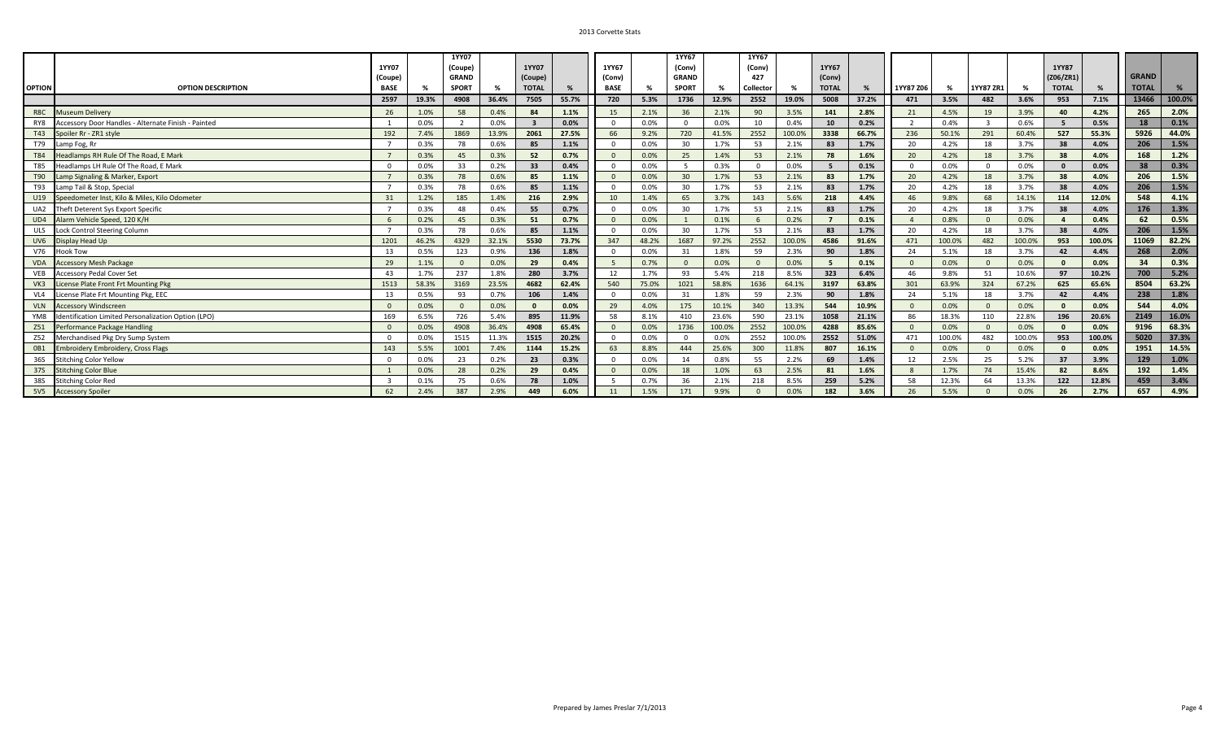# 2013 Corvette Stats

| OPTION | OPTION DESCRIPTION | 1YY07 (Coupe) BASE | % | 1YY07 (Coupe) GRAND SPORT | % | 1YY07 (Coupe) TOTAL | % | 1YY67 (Conv) BASE | % | 1YY67 (Conv) GRAND SPORT | % | 1YY67 (Conv) 427 Collector | % | 1YY67 (Conv) TOTAL | % | 1YY87 Z06 | % | 1YY87 ZR1 | % | 1YY87 (Z06/ZR1) TOTAL | % | GRAND TOTAL | % |
|---|---|---|---|---|---|---|---|---|---|---|---|---|---|---|---|---|---|---|---|---|---|---|---|
| | | 2597 | 19.3% | 4908 | 36.4% | 7505 | 55.7% | 720 | 5.3% | 1736 | 12.9% | 2552 | 19.0% | 5008 | 37.2% | 471 | 3.5% | 482 | 3.6% | 953 | 7.1% | 13466 | 100.0% |
| R8C | Museum Delivery | 26 | 1.0% | 58 | 0.4% | 84 | 1.1% | 15 | 2.1% | 36 | 2.1% | 90 | 3.5% | 141 | 2.8% | 21 | 4.5% | 19 | 3.9% | 40 | 4.2% | 265 | 2.0% |
| RY8 | Accessory Door Handles - Alternate Finish - Painted | 1 | 0.0% | 2 | 0.0% | 3 | 0.0% | 0 | 0.0% | 0 | 0.0% | 10 | 0.4% | 10 | 0.2% | 2 | 0.4% | 3 | 0.6% | 5 | 0.5% | 18 | 0.1% |
| T43 | Spoiler Rr - ZR1 style | 192 | 7.4% | 1869 | 13.9% | 2061 | 27.5% | 66 | 9.2% | 720 | 41.5% | 2552 | 100.0% | 3338 | 66.7% | 236 | 50.1% | 291 | 60.4% | 527 | 55.3% | 5926 | 44.0% |
| T79 | Lamp Fog, Rr | 7 | 0.3% | 78 | 0.6% | 85 | 1.1% | 0 | 0.0% | 30 | 1.7% | 53 | 2.1% | 83 | 1.7% | 20 | 4.2% | 18 | 3.7% | 38 | 4.0% | 206 | 1.5% |
| T84 | Headlamps RH Rule Of The Road, E Mark | 7 | 0.3% | 45 | 0.3% | 52 | 0.7% | 0 | 0.0% | 25 | 1.4% | 53 | 2.1% | 78 | 1.6% | 20 | 4.2% | 18 | 3.7% | 38 | 4.0% | 168 | 1.2% |
| T85 | Headlamps LH Rule Of The Road, E Mark | 0 | 0.0% | 33 | 0.2% | 33 | 0.4% | 0 | 0.0% | 5 | 0.3% | 0 | 0.0% | 5 | 0.1% | 0 | 0.0% | 0 | 0.0% | 0 | 0.0% | 38 | 0.3% |
| T90 | Lamp Signaling & Marker, Export | 7 | 0.3% | 78 | 0.6% | 85 | 1.1% | 0 | 0.0% | 30 | 1.7% | 53 | 2.1% | 83 | 1.7% | 20 | 4.2% | 18 | 3.7% | 38 | 4.0% | 206 | 1.5% |
| T93 | Lamp Tail & Stop, Special | 7 | 0.3% | 78 | 0.6% | 85 | 1.1% | 0 | 0.0% | 30 | 1.7% | 53 | 2.1% | 83 | 1.7% | 20 | 4.2% | 18 | 3.7% | 38 | 4.0% | 206 | 1.5% |
| U19 | Speedometer Inst, Kilo & Miles, Kilo Odometer | 31 | 1.2% | 185 | 1.4% | 216 | 2.9% | 10 | 1.4% | 65 | 3.7% | 143 | 5.6% | 218 | 4.4% | 46 | 9.8% | 68 | 14.1% | 114 | 12.0% | 548 | 4.1% |
| UA2 | Theft Deterent Sys Export Specific | 7 | 0.3% | 48 | 0.4% | 55 | 0.7% | 0 | 0.0% | 30 | 1.7% | 53 | 2.1% | 83 | 1.7% | 20 | 4.2% | 18 | 3.7% | 38 | 4.0% | 176 | 1.3% |
| UD4 | Alarm Vehicle Speed, 120 K/H | 6 | 0.2% | 45 | 0.3% | 51 | 0.7% | 0 | 0.0% | 1 | 0.1% | 6 | 0.2% | 7 | 0.1% | 4 | 0.8% | 0 | 0.0% | 4 | 0.4% | 62 | 0.5% |
| UL5 | Lock Control Steering Column | 7 | 0.3% | 78 | 0.6% | 85 | 1.1% | 0 | 0.0% | 30 | 1.7% | 53 | 2.1% | 83 | 1.7% | 20 | 4.2% | 18 | 3.7% | 38 | 4.0% | 206 | 1.5% |
| UV6 | Display Head Up | 1201 | 46.2% | 4329 | 32.1% | 5530 | 73.7% | 347 | 48.2% | 1687 | 97.2% | 2552 | 100.0% | 4586 | 91.6% | 471 | 100.0% | 482 | 100.0% | 953 | 100.0% | 11069 | 82.2% |
| V76 | Hook Tow | 13 | 0.5% | 123 | 0.9% | 136 | 1.8% | 0 | 0.0% | 31 | 1.8% | 59 | 2.3% | 90 | 1.8% | 24 | 5.1% | 18 | 3.7% | 42 | 4.4% | 268 | 2.0% |
| VDA | Accessory Mesh Package | 29 | 1.1% | 0 | 0.0% | 29 | 0.4% | 5 | 0.7% | 0 | 0.0% | 0 | 0.0% | 5 | 0.1% | 0 | 0.0% | 0 | 0.0% | 0 | 0.0% | 34 | 0.3% |
| VEB | Accessory Pedal Cover Set | 43 | 1.7% | 237 | 1.8% | 280 | 3.7% | 12 | 1.7% | 93 | 5.4% | 218 | 8.5% | 323 | 6.4% | 46 | 9.8% | 51 | 10.6% | 97 | 10.2% | 700 | 5.2% |
| VK3 | License Plate Front Frt Mounting Pkg | 1513 | 58.3% | 3169 | 23.5% | 4682 | 62.4% | 540 | 75.0% | 1021 | 58.8% | 1636 | 64.1% | 3197 | 63.8% | 301 | 63.9% | 324 | 67.2% | 625 | 65.6% | 8504 | 63.2% |
| VL4 | License Plate Frt Mounting Pkg, EEC | 13 | 0.5% | 93 | 0.7% | 106 | 1.4% | 0 | 0.0% | 31 | 1.8% | 59 | 2.3% | 90 | 1.8% | 24 | 5.1% | 18 | 3.7% | 42 | 4.4% | 238 | 1.8% |
| VLN | Accessory Windscreen | 0 | 0.0% | 0 | 0.0% | 0 | 0.0% | 29 | 4.0% | 175 | 10.1% | 340 | 13.3% | 544 | 10.9% | 0 | 0.0% | 0 | 0.0% | 0 | 0.0% | 544 | 4.0% |
| YM8 | Identification Limited Personalization Option (LPO) | 169 | 6.5% | 726 | 5.4% | 895 | 11.9% | 58 | 8.1% | 410 | 23.6% | 590 | 23.1% | 1058 | 21.1% | 86 | 18.3% | 110 | 22.8% | 196 | 20.6% | 2149 | 16.0% |
| Z51 | Performance Package Handling | 0 | 0.0% | 4908 | 36.4% | 4908 | 65.4% | 0 | 0.0% | 1736 | 100.0% | 2552 | 100.0% | 4288 | 85.6% | 0 | 0.0% | 0 | 0.0% | 0 | 0.0% | 9196 | 68.3% |
| Z52 | Merchandised Pkg Dry Sump System | 0 | 0.0% | 1515 | 11.3% | 1515 | 20.2% | 0 | 0.0% | 0 | 0.0% | 2552 | 100.0% | 2552 | 51.0% | 471 | 100.0% | 482 | 100.0% | 953 | 100.0% | 5020 | 37.3% |
| 0B1 | Embroidery Embroidery, Cross Flags | 143 | 5.5% | 1001 | 7.4% | 1144 | 15.2% | 63 | 8.8% | 444 | 25.6% | 300 | 11.8% | 807 | 16.1% | 0 | 0.0% | 0 | 0.0% | 0 | 0.0% | 1951 | 14.5% |
| 36S | Stitching Color Yellow | 0 | 0.0% | 23 | 0.2% | 23 | 0.3% | 0 | 0.0% | 14 | 0.8% | 55 | 2.2% | 69 | 1.4% | 12 | 2.5% | 25 | 5.2% | 37 | 3.9% | 129 | 1.0% |
| 37S | Stitching Color Blue | 1 | 0.0% | 28 | 0.2% | 29 | 0.4% | 0 | 0.0% | 18 | 1.0% | 63 | 2.5% | 81 | 1.6% | 8 | 1.7% | 74 | 15.4% | 82 | 8.6% | 192 | 1.4% |
| 38S | Stitching Color Red | 3 | 0.1% | 75 | 0.6% | 78 | 1.0% | 5 | 0.7% | 36 | 2.1% | 218 | 8.5% | 259 | 5.2% | 58 | 12.3% | 64 | 13.3% | 122 | 12.8% | 459 | 3.4% |
| 5V5 | Accessory Spoiler | 62 | 2.4% | 387 | 2.9% | 449 | 6.0% | 11 | 1.5% | 171 | 9.9% | 0 | 0.0% | 182 | 3.6% | 26 | 5.5% | 0 | 0.0% | 26 | 2.7% | 657 | 4.9% |

Prepared by James Preslar 7/1/2013